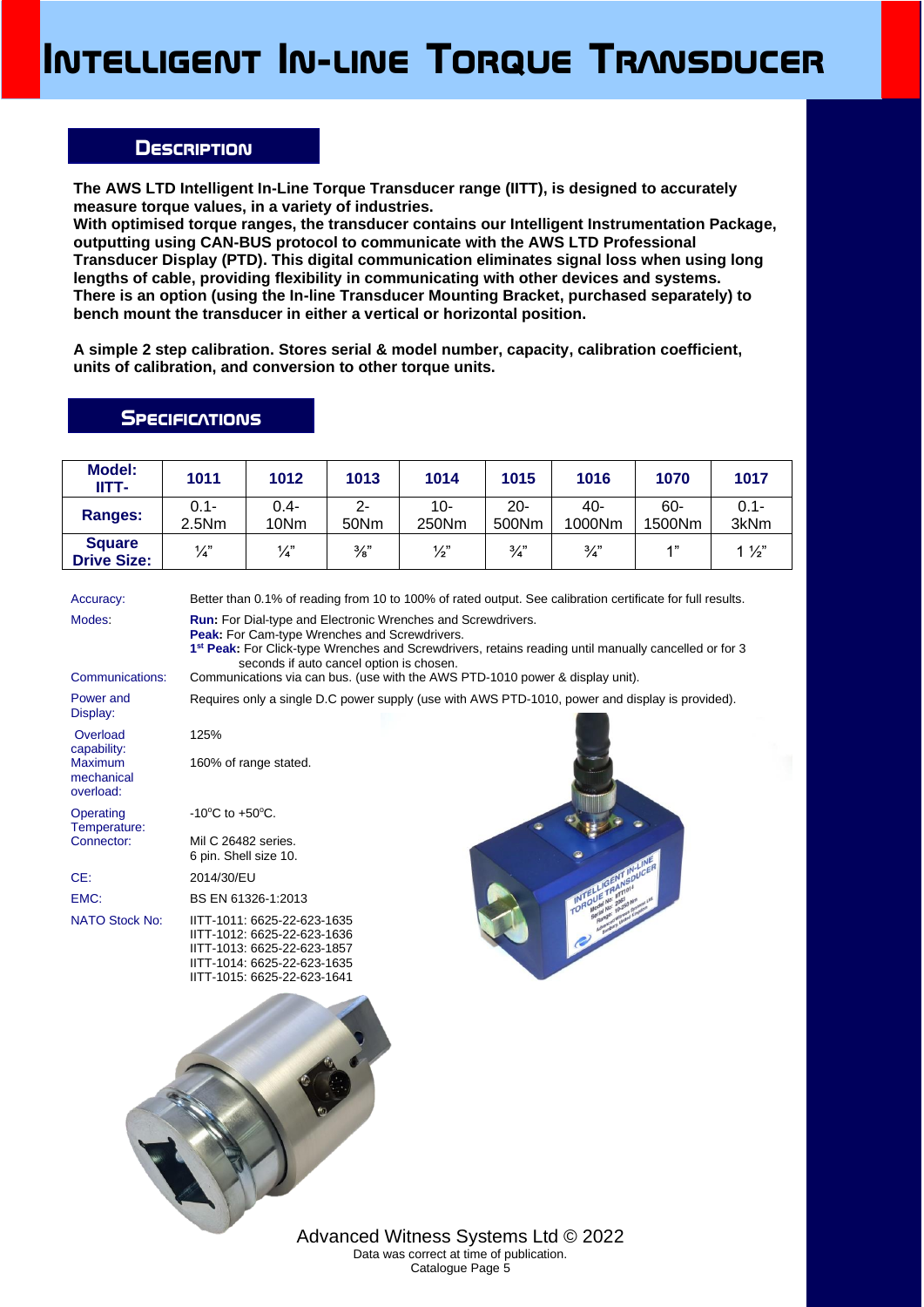# Intelligent In-line Torque Transducer

## Description

**The AWS LTD Intelligent In-Line Torque Transducer range (IITT), is designed to accurately measure torque values, in a variety of industries.**
**With optimised torque ranges, the transducer contains our Intelligent Instrumentation Package, outputting using CAN-BUS protocol to communicate with the AWS LTD Professional Transducer Display (PTD). This digital communication eliminates signal loss when using long lengths of cable, providing flexibility in communicating with other devices and systems.**
**There is an option (using the In-line Transducer Mounting Bracket, purchased separately) to bench mount the transducer in either a vertical or horizontal position.**

**A simple 2 step calibration. Stores serial & model number, capacity, calibration coefficient, units of calibration, and conversion to other torque units.**

## Specifications

| **Model: IITT-** | **1011** | **1012** | **1013** | **1014** | **1015** | **1016** | **1070** | **1017** |
|---|---|---|---|---|---|---|---|---|
| **Ranges:** | 0.1-2.5Nm | 0.4-10Nm | 2-50Nm | 10-250Nm | 20-500Nm | 40-1000Nm | 60-1500Nm | 0.1-3kNm |
| **Square Drive Size:** | ¼" | ¼" | ⅜" | ½" | ¾" | ¾" | 1" | 1 ½" |

| | |
|---|---|
| Accuracy: | Better than 0.1% of reading from 10 to 100% of rated output. See calibration certificate for full results. |
| Modes: | **Run:** For Dial-type and Electronic Wrenches and Screwdrivers. **Peak:** For Cam-type Wrenches and Screwdrivers. **1st Peak:** For Click-type Wrenches and Screwdrivers, retains reading until manually cancelled or for 3 seconds if auto cancel option is chosen. |
| Communications: | Communications via can bus. (use with the AWS PTD-1010 power & display unit). |
| Power and Display: | Requires only a single D.C power supply (use with AWS PTD-1010, power and display is provided). |
| Overload capability: | 125% |
| Maximum mechanical overload: | 160% of range stated. |
| Operating Temperature: | -10°C to +50°C. |
| Connector: | Mil C 26482 series. 6 pin. Shell size 10. |
| CE: | 2014/30/EU |
| EMC: | BS EN 61326-1:2013 |
| NATO Stock No: | IITT-1011: 6625-22-623-1635<br>IITT-1012: 6625-22-623-1636<br>IITT-1013: 6625-22-623-1857<br>IITT-1014: 6625-22-623-1635<br>IITT-1015: 6625-22-623-1641 |

Advanced Witness Systems Ltd © 2022
Data was correct at time of publication.
Catalogue Page 5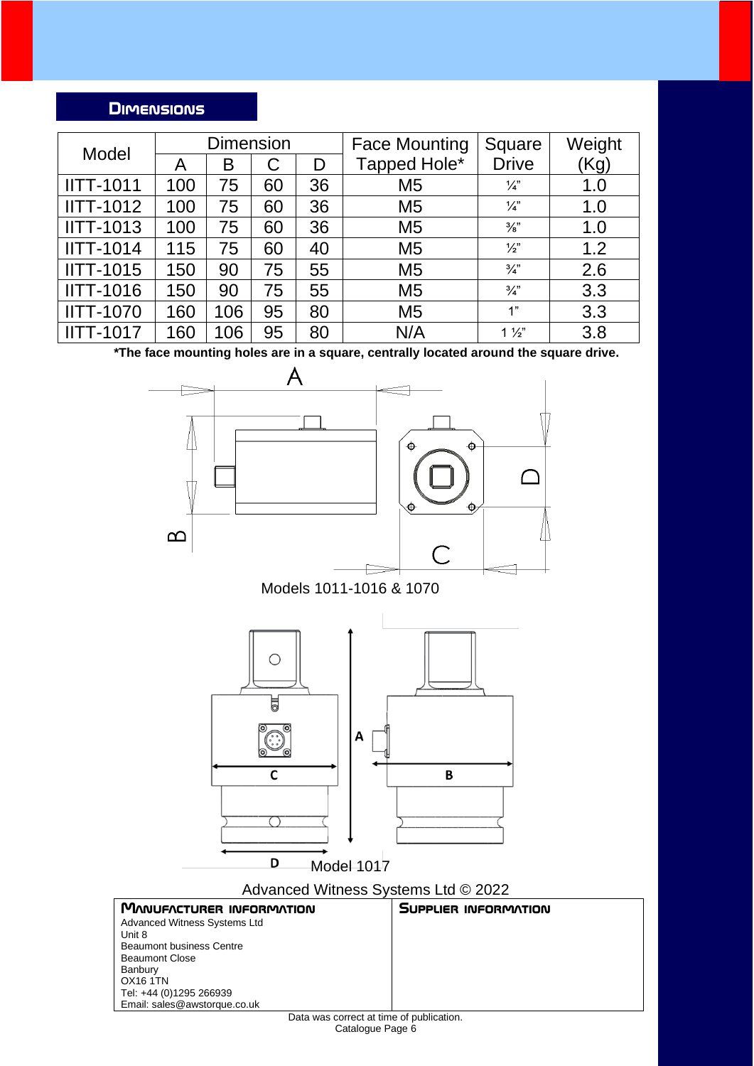## Dimensions

| Model | Dimension | | | | Face Mounting Tapped Hole* | Square Drive | Weight (Kg) |
|---|---|---|---|---|---|---|---|
| | A | B | C | D | | | |
| IITT-1011 | 100 | 75 | 60 | 36 | M5 | ¼" | 1.0 |
| IITT-1012 | 100 | 75 | 60 | 36 | M5 | ¼" | 1.0 |
| IITT-1013 | 100 | 75 | 60 | 36 | M5 | ⅜" | 1.0 |
| IITT-1014 | 115 | 75 | 60 | 40 | M5 | ½" | 1.2 |
| IITT-1015 | 150 | 90 | 75 | 55 | M5 | ¾" | 2.6 |
| IITT-1016 | 150 | 90 | 75 | 55 | M5 | ¾" | 3.3 |
| IITT-1070 | 160 | 106 | 95 | 80 | M5 | 1" | 3.3 |
| IITT-1017 | 160 | 106 | 95 | 80 | N/A | 1 ½" | 3.8 |

**\*The face mounting holes are in a square, centrally located around the square drive.**

A

B

C

D

Models 1011-1016 & 1070

A

C

B

D

Model 1017

Advanced Witness Systems Ltd © 2022

| Manufacturer information | Supplier information |
|---|---|
| Advanced Witness Systems Ltd<br>Unit 8<br>Beaumont business Centre<br>Beaumont Close<br>Banbury<br>OX16 1TN<br>Tel: +44 (0)1295 266939<br>Email: sales@awstorque.co.uk | |

Data was correct at time of publication.
Catalogue Page 6